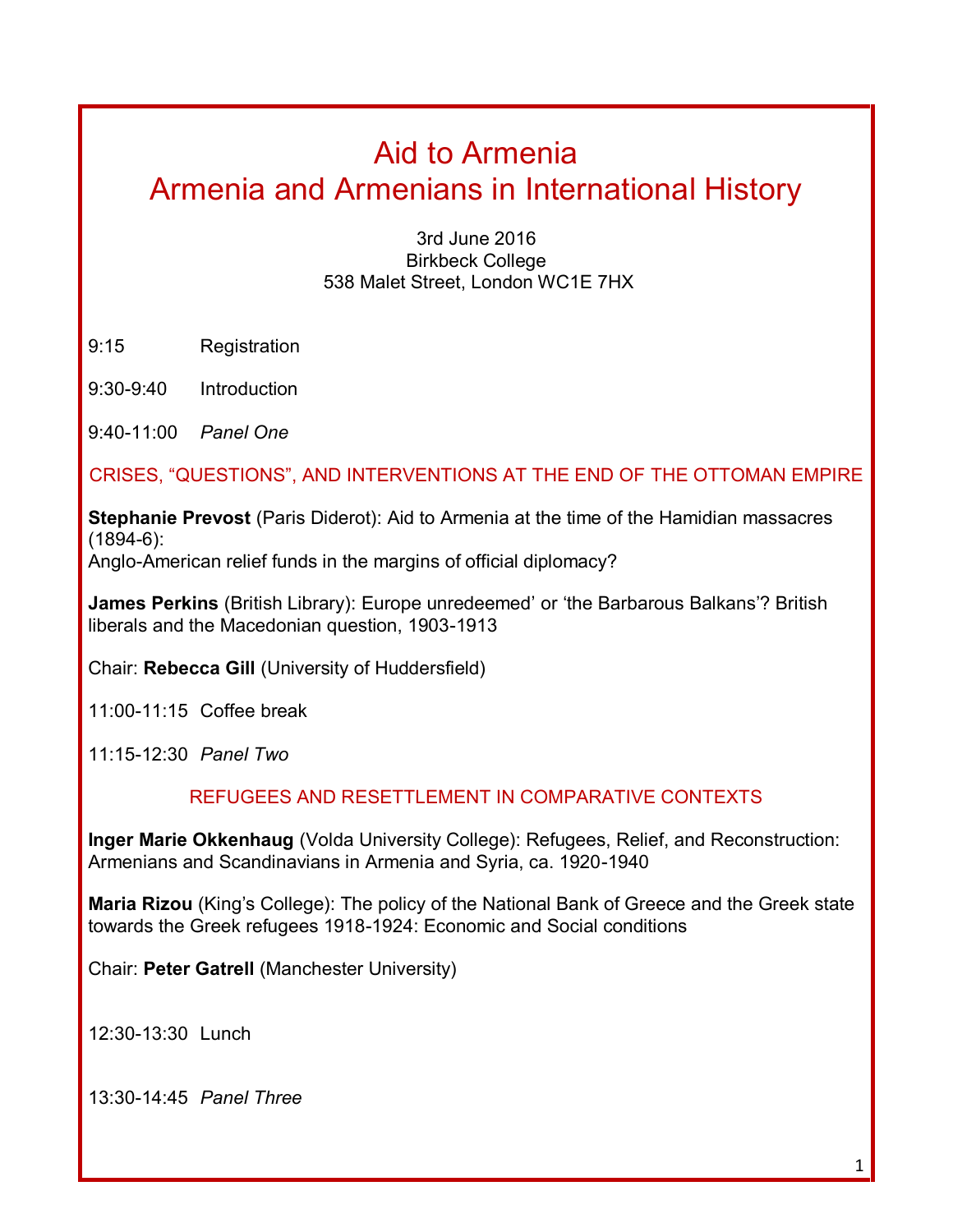# Aid to Armenia
# Armenia and Armenians in International History

3rd June 2016
Birkbeck College
538 Malet Street, London WC1E 7HX

9:15 Registration

9:30-9:40 Introduction

9:40-11:00 *Panel One*

## CRISES, "QUESTIONS", AND INTERVENTIONS AT THE END OF THE OTTOMAN EMPIRE

**Stephanie Prevost** (Paris Diderot): Aid to Armenia at the time of the Hamidian massacres (1894-6):
Anglo-American relief funds in the margins of official diplomacy?

**James Perkins** (British Library): Europe unredeemed' or 'the Barbarous Balkans'? British liberals and the Macedonian question, 1903-1913

Chair: **Rebecca Gill** (University of Huddersfield)

11:00-11:15 Coffee break

11:15-12:30 *Panel Two*

## REFUGEES AND RESETTLEMENT IN COMPARATIVE CONTEXTS

**Inger Marie Okkenhaug** (Volda University College): Refugees, Relief, and Reconstruction: Armenians and Scandinavians in Armenia and Syria, ca. 1920-1940

**Maria Rizou** (King's College): The policy of the National Bank of Greece and the Greek state towards the Greek refugees 1918-1924: Economic and Social conditions

Chair: **Peter Gatrell** (Manchester University)

12:30-13:30 Lunch

13:30-14:45 *Panel Three*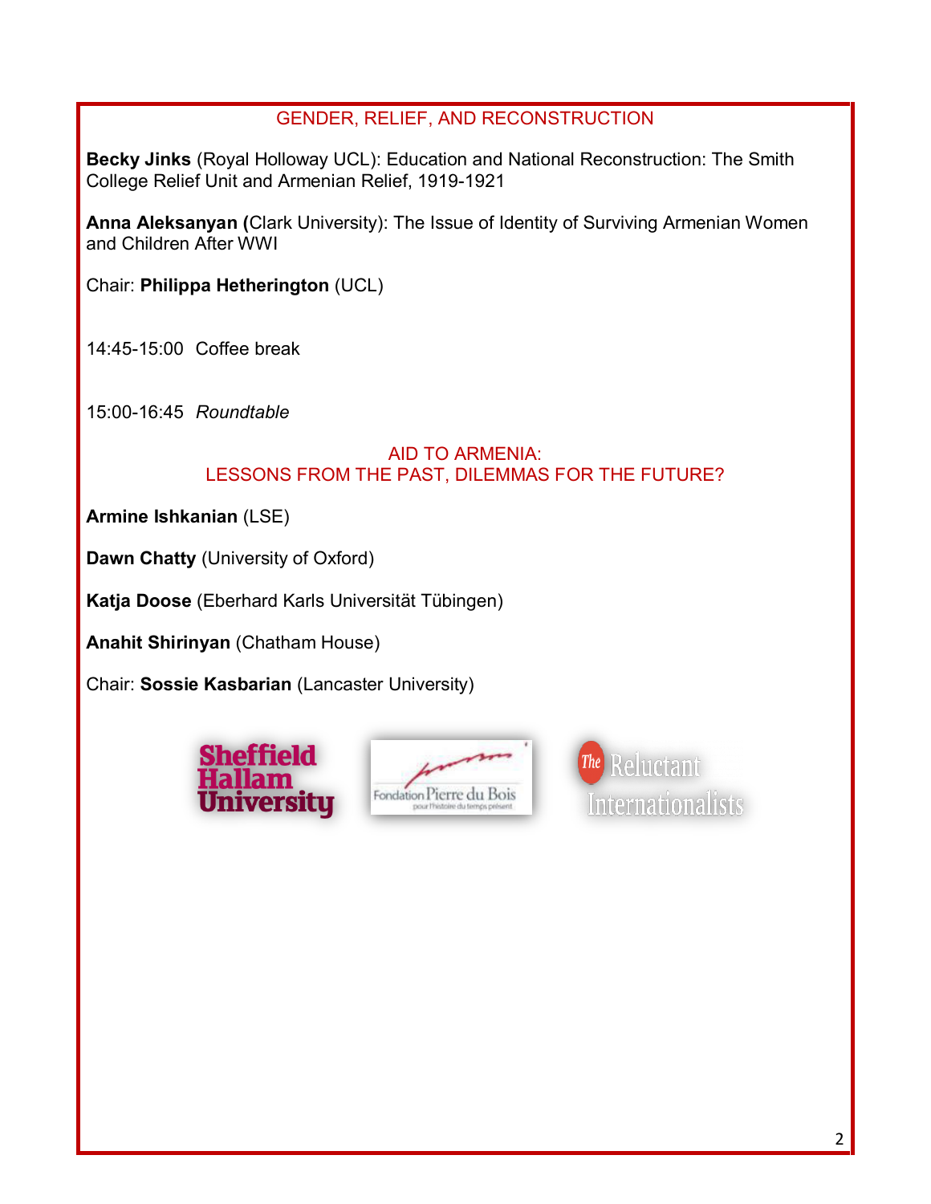### GENDER, RELIEF, AND RECONSTRUCTION

**Becky Jinks** (Royal Holloway UCL): Education and National Reconstruction: The Smith College Relief Unit and Armenian Relief, 1919-1921

**Anna Aleksanyan (**Clark University): The Issue of Identity of Surviving Armenian Women and Children After WWI

Chair: **Philippa Hetherington** (UCL)

14:45-15:00 Coffee break

15:00-16:45 *Roundtable*

### AID TO ARMENIA: LESSONS FROM THE PAST, DILEMMAS FOR THE FUTURE?

**Armine Ishkanian** (LSE)

**Dawn Chatty** (University of Oxford)

**Katja Doose** (Eberhard Karls Universität Tübingen)

**Anahit Shirinyan** (Chatham House)

Chair: **Sossie Kasbarian** (Lancaster University)

Sheffield Hallam University

Fondation Pierre du Bois pour l'histoire du temps présent

The Reluctant Internationalists